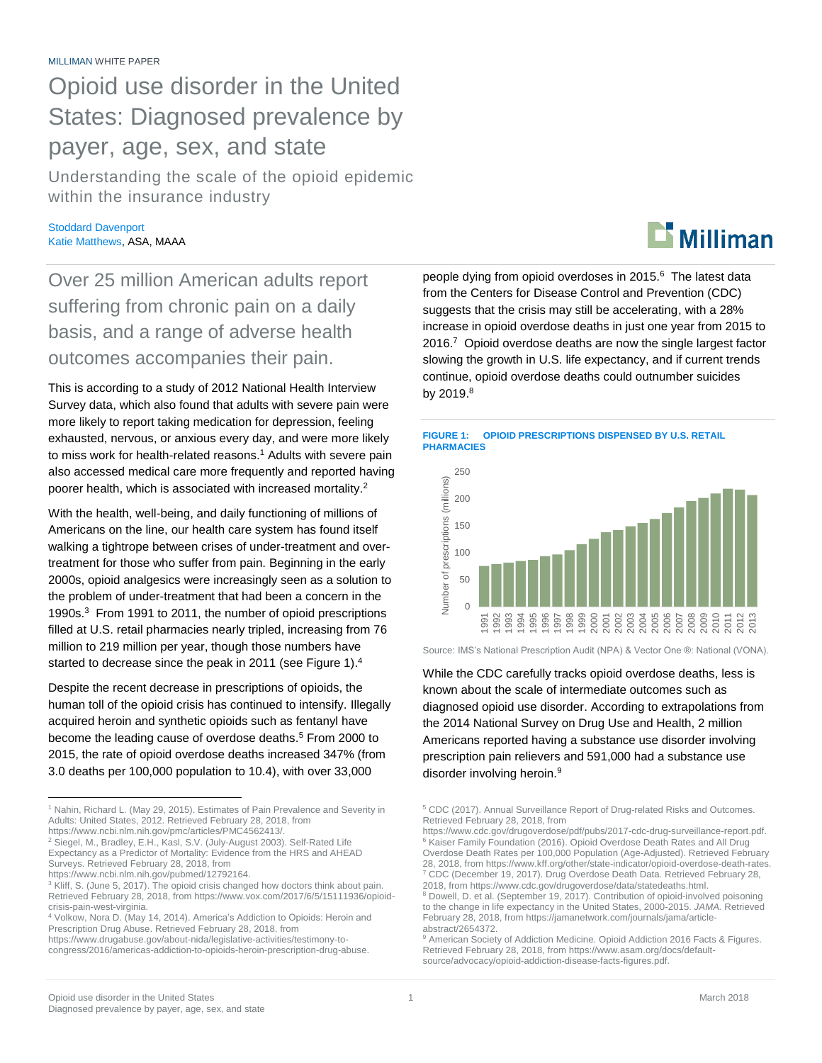MILLIMAN WHITE PAPER

# Opioid use disorder in the United States: Diagnosed prevalence by payer, age, sex, and state

## Understanding the scale of the opioid epidemic within the insurance industry

Stoddard Davenport
Katie Matthews, ASA, MAAA

## Over 25 million American adults report suffering from chronic pain on a daily basis, and a range of adverse health outcomes accompanies their pain.

This is according to a study of 2012 National Health Interview Survey data, which also found that adults with severe pain were more likely to report taking medication for depression, feeling exhausted, nervous, or anxious every day, and were more likely to miss work for health-related reasons.[1] Adults with severe pain also accessed medical care more frequently and reported having poorer health, which is associated with increased mortality.[2]

With the health, well-being, and daily functioning of millions of Americans on the line, our health care system has found itself walking a tightrope between crises of under-treatment and over-treatment for those who suffer from pain. Beginning in the early 2000s, opioid analgesics were increasingly seen as a solution to the problem of under-treatment that had been a concern in the 1990s.[3] From 1991 to 2011, the number of opioid prescriptions filled at U.S. retail pharmacies nearly tripled, increasing from 76 million to 219 million per year, though those numbers have started to decrease since the peak in 2011 (see Figure 1).[4]

Despite the recent decrease in prescriptions of opioids, the human toll of the opioid crisis has continued to intensify. Illegally acquired heroin and synthetic opioids such as fentanyl have become the leading cause of overdose deaths.[5] From 2000 to 2015, the rate of opioid overdose deaths increased 347% (from 3.0 deaths per 100,000 population to 10.4), with over 33,000 people dying from opioid overdoses in 2015.[6] The latest data from the Centers for Disease Control and Prevention (CDC) suggests that the crisis may still be accelerating, with a 28% increase in opioid overdose deaths in just one year from 2015 to 2016.[7] Opioid overdose deaths are now the single largest factor slowing the growth in U.S. life expectancy, and if current trends continue, opioid overdose deaths could outnumber suicides by 2019.[8]

**FIGURE 1: OPIOID PRESCRIPTIONS DISPENSED BY U.S. RETAIL PHARMACIES**

Source: IMS's National Prescription Audit (NPA) & Vector One ®: National (VONA).

While the CDC carefully tracks opioid overdose deaths, less is known about the scale of intermediate outcomes such as diagnosed opioid use disorder. According to extrapolations from the 2014 National Survey on Drug Use and Health, 2 million Americans reported having a substance use disorder involving prescription pain relievers and 591,000 had a substance use disorder involving heroin.[9]

---

[1] Nahin, Richard L. (May 29, 2015). Estimates of Pain Prevalence and Severity in Adults: United States, 2012. Retrieved February 28, 2018, from https://www.ncbi.nlm.nih.gov/pmc/articles/PMC4562413/.

[2] Siegel, M., Bradley, E.H., Kasl, S.V. (July-August 2003). Self-Rated Life Expectancy as a Predictor of Mortality: Evidence from the HRS and AHEAD Surveys. Retrieved February 28, 2018, from https://www.ncbi.nlm.nih.gov/pubmed/12792164.

[3] Kliff, S. (June 5, 2017). The opioid crisis changed how doctors think about pain. Retrieved February 28, 2018, from https://www.vox.com/2017/6/5/15111936/opioid-crisis-pain-west-virginia.

[4] Volkow, Nora D. (May 14, 2014). America's Addiction to Opioids: Heroin and Prescription Drug Abuse. Retrieved February 28, 2018, from https://www.drugabuse.gov/about-nida/legislative-activities/testimony-to-congress/2016/americas-addiction-to-opioids-heroin-prescription-drug-abuse.

[5] CDC (2017). Annual Surveillance Report of Drug-related Risks and Outcomes. Retrieved February 28, 2018, from https://www.cdc.gov/drugoverdose/pdf/pubs/2017-cdc-drug-surveillance-report.pdf.

[6] Kaiser Family Foundation (2016). Opioid Overdose Death Rates and All Drug Overdose Death Rates per 100,000 Population (Age-Adjusted). Retrieved February 28, 2018, from https://www.kff.org/other/state-indicator/opioid-overdose-death-rates.

[7] CDC (December 19, 2017). Drug Overdose Death Data. Retrieved February 28, 2018, from https://www.cdc.gov/drugoverdose/data/statedeaths.html.

[8] Dowell, D. et al. (September 19, 2017). Contribution of opioid-involved poisoning to the change in life expectancy in the United States, 2000-2015. *JAMA*. Retrieved February 28, 2018, from https://jamanetwork.com/journals/jama/article-abstract/2654372.

[9] American Society of Addiction Medicine. Opioid Addiction 2016 Facts & Figures. Retrieved February 28, 2018, from https://www.asam.org/docs/default-source/advocacy/opioid-addiction-disease-facts-figures.pdf.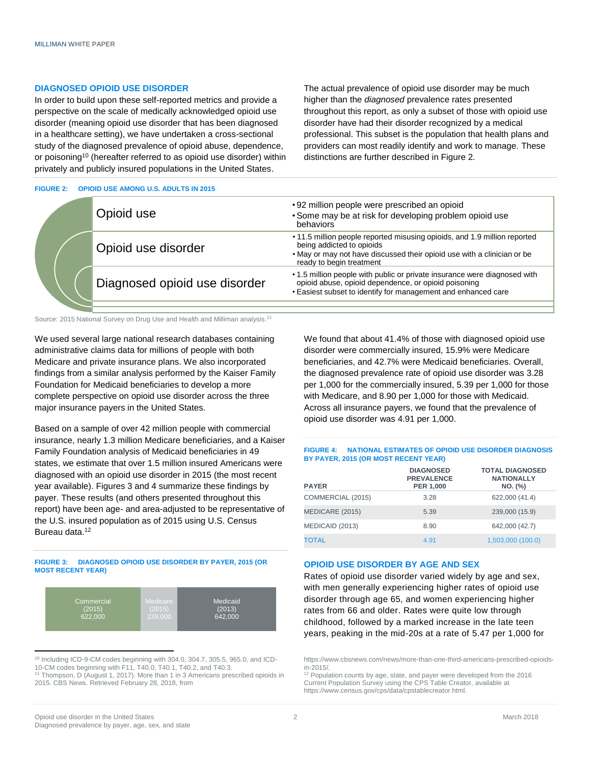## DIAGNOSED OPIOID USE DISORDER

In order to build upon these self-reported metrics and provide a perspective on the scale of medically acknowledged opioid use disorder (meaning opioid use disorder that has been diagnosed in a healthcare setting), we have undertaken a cross-sectional study of the diagnosed prevalence of opioid abuse, dependence, or poisoning[10] (hereafter referred to as opioid use disorder) within privately and publicly insured populations in the United States.

The actual prevalence of opioid use disorder may be much higher than the *diagnosed* prevalence rates presented throughout this report, as only a subset of those with opioid use disorder have had their disorder recognized by a medical professional. This subset is the population that health plans and providers can most readily identify and work to manage. These distinctions are further described in Figure 2.

**FIGURE 2: OPIOID USE AMONG U.S. ADULTS IN 2015**

| | |
|---|---|
| Opioid use | • 92 million people were prescribed an opioid<br>• Some may be at risk for developing problem opioid use behaviors |
| Opioid use disorder | • 11.5 million people reported misusing opioids, and 1.9 million reported being addicted to opioids<br>• May or may not have discussed their opioid use with a clinician or be ready to begin treatment |
| Diagnosed opioid use disorder | • 1.5 million people with public or private insurance were diagnosed with opioid abuse, opioid dependence, or opioid poisoning<br>• Easiest subset to identify for management and enhanced care |

Source: 2015 National Survey on Drug Use and Health and Milliman analysis.[11]

We used several large national research databases containing administrative claims data for millions of people with both Medicare and private insurance plans. We also incorporated findings from a similar analysis performed by the Kaiser Family Foundation for Medicaid beneficiaries to develop a more complete perspective on opioid use disorder across the three major insurance payers in the United States.

Based on a sample of over 42 million people with commercial insurance, nearly 1.3 million Medicare beneficiaries, and a Kaiser Family Foundation analysis of Medicaid beneficiaries in 49 states, we estimate that over 1.5 million insured Americans were diagnosed with an opioid use disorder in 2015 (the most recent year available). Figures 3 and 4 summarize these findings by payer. These results (and others presented throughout this report) have been age- and area-adjusted to be representative of the U.S. insured population as of 2015 using U.S. Census Bureau data.[12]

**FIGURE 3: DIAGNOSED OPIOID USE DISORDER BY PAYER, 2015 (OR MOST RECENT YEAR)**

| Commercial (2015) | Medicare (2015) | Medicaid (2013) |
|---|---|---|
| 622,000 | 239,000 | 642,000 |

We found that about 41.4% of those with diagnosed opioid use disorder were commercially insured, 15.9% were Medicare beneficiaries, and 42.7% were Medicaid beneficiaries. Overall, the diagnosed prevalence rate of opioid use disorder was 3.28 per 1,000 for the commercially insured, 5.39 per 1,000 for those with Medicare, and 8.90 per 1,000 for those with Medicaid. Across all insurance payers, we found that the prevalence of opioid use disorder was 4.91 per 1,000.

**FIGURE 4: NATIONAL ESTIMATES OF OPIOID USE DISORDER DIAGNOSIS BY PAYER, 2015 (OR MOST RECENT YEAR)**

| PAYER | DIAGNOSED PREVALENCE PER 1,000 | TOTAL DIAGNOSED NATIONALLY NO. (%) |
|---|---|---|
| COMMERCIAL (2015) | 3.28 | 622,000 (41.4) |
| MEDICARE (2015) | 5.39 | 239,000 (15.9) |
| MEDICAID (2013) | 8.90 | 642,000 (42.7) |
| TOTAL | 4.91 | 1,503,000 (100.0) |

## OPIOID USE DISORDER BY AGE AND SEX

Rates of opioid use disorder varied widely by age and sex, with men generally experiencing higher rates of opioid use disorder through age 65, and women experiencing higher rates from 66 and older. Rates were quite low through childhood, followed by a marked increase in the late teen years, peaking in the mid-20s at a rate of 5.47 per 1,000 for

---

[10] Including ICD-9-CM codes beginning with 304.0, 304.7, 305.5, 965.0, and ICD-10-CM codes beginning with F11, T40.0, T40.1, T40.2, and T40.3.

[11] Thompson, D (August 1, 2017). More than 1 in 3 Americans prescribed opioids in 2015. CBS News. Retrieved February 28, 2018, from https://www.cbsnews.com/news/more-than-one-third-americans-prescribed-opioids-in-2015/.

[12] Population counts by age, state, and payer were developed from the 2016 Current Population Survey using the CPS Table Creator, available at https://www.census.gov/cps/data/cpstablecreator.html.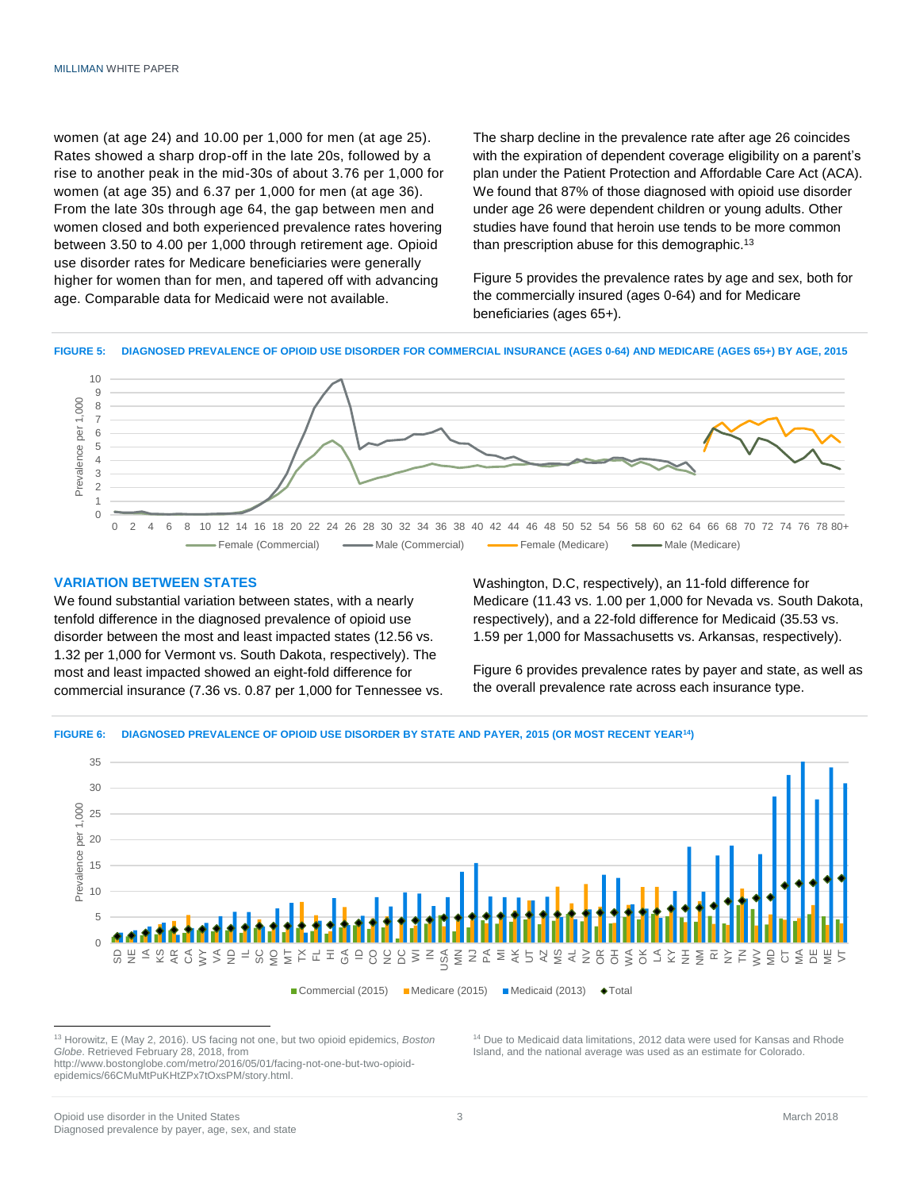women (at age 24) and 10.00 per 1,000 for men (at age 25). Rates showed a sharp drop-off in the late 20s, followed by a rise to another peak in the mid-30s of about 3.76 per 1,000 for women (at age 35) and 6.37 per 1,000 for men (at age 36). From the late 30s through age 64, the gap between men and women closed and both experienced prevalence rates hovering between 3.50 to 4.00 per 1,000 through retirement age. Opioid use disorder rates for Medicare beneficiaries were generally higher for women than for men, and tapered off with advancing age. Comparable data for Medicaid were not available.

The sharp decline in the prevalence rate after age 26 coincides with the expiration of dependent coverage eligibility on a parent's plan under the Patient Protection and Affordable Care Act (ACA). We found that 87% of those diagnosed with opioid use disorder under age 26 were dependent children or young adults. Other studies have found that heroin use tends to be more common than prescription abuse for this demographic.[13]

Figure 5 provides the prevalence rates by age and sex, both for the commercially insured (ages 0-64) and for Medicare beneficiaries (ages 65+).

**FIGURE 5: DIAGNOSED PREVALENCE OF OPIOID USE DISORDER FOR COMMERCIAL INSURANCE (AGES 0-64) AND MEDICARE (AGES 65+) BY AGE, 2015**

## VARIATION BETWEEN STATES

We found substantial variation between states, with a nearly tenfold difference in the diagnosed prevalence of opioid use disorder between the most and least impacted states (12.56 vs. 1.32 per 1,000 for Vermont vs. South Dakota, respectively). The most and least impacted showed an eight-fold difference for commercial insurance (7.36 vs. 0.87 per 1,000 for Tennessee vs. Washington, D.C, respectively), an 11-fold difference for Medicare (11.43 vs. 1.00 per 1,000 for Nevada vs. South Dakota, respectively), and a 22-fold difference for Medicaid (35.53 vs. 1.59 per 1,000 for Massachusetts vs. Arkansas, respectively).

Figure 6 provides prevalence rates by payer and state, as well as the overall prevalence rate across each insurance type.

**FIGURE 6: DIAGNOSED PREVALENCE OF OPIOID USE DISORDER BY STATE AND PAYER, 2015 (OR MOST RECENT YEAR[14])**

---

[13] Horowitz, E (May 2, 2016). US facing not one, but two opioid epidemics, *Boston Globe*. Retrieved February 28, 2018, from http://www.bostonglobe.com/metro/2016/05/01/facing-not-one-but-two-opioid-epidemics/66CMuMtPuKHtZPx7tOxsPM/story.html.

[14] Due to Medicaid data limitations, 2012 data were used for Kansas and Rhode Island, and the national average was used as an estimate for Colorado.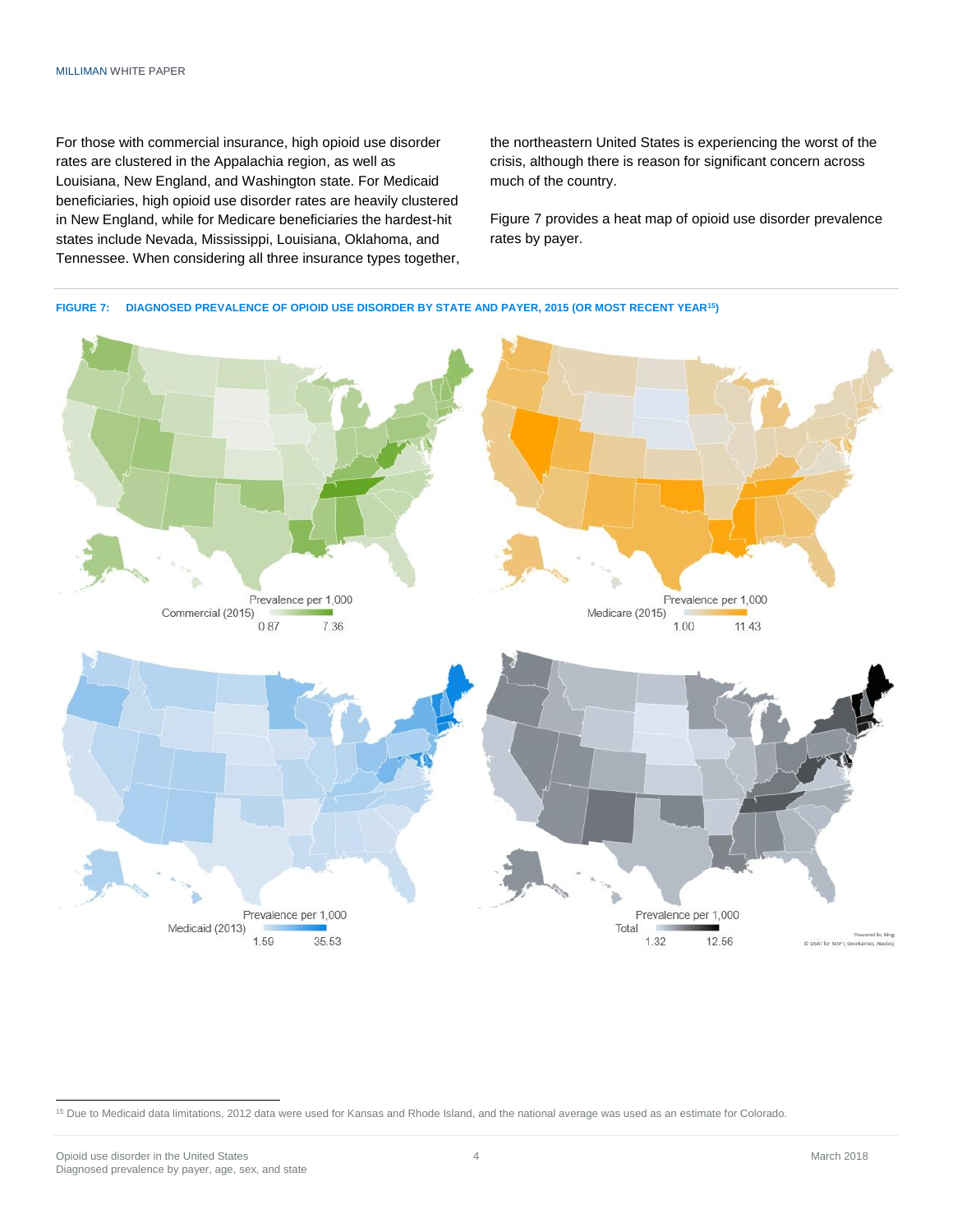For those with commercial insurance, high opioid use disorder rates are clustered in the Appalachia region, as well as Louisiana, New England, and Washington state. For Medicaid beneficiaries, high opioid use disorder rates are heavily clustered in New England, while for Medicare beneficiaries the hardest-hit states include Nevada, Mississippi, Louisiana, Oklahoma, and Tennessee. When considering all three insurance types together, the northeastern United States is experiencing the worst of the crisis, although there is reason for significant concern across much of the country.

Figure 7 provides a heat map of opioid use disorder prevalence rates by payer.

**FIGURE 7: DIAGNOSED PREVALENCE OF OPIOID USE DISORDER BY STATE AND PAYER, 2015 (OR MOST RECENT YEAR[15])**

Prevalence per 1,000
Commercial (2015) 0.87 7.36

Prevalence per 1,000
Medicare (2015) 1.00 11.43

Prevalence per 1,000
Medicaid (2013) 1.59 35.53

Prevalence per 1,000
Total 1.32 12.56

Powered by Bing
© GeoNames, Navteq

[15] Due to Medicaid data limitations, 2012 data were used for Kansas and Rhode Island, and the national average was used as an estimate for Colorado.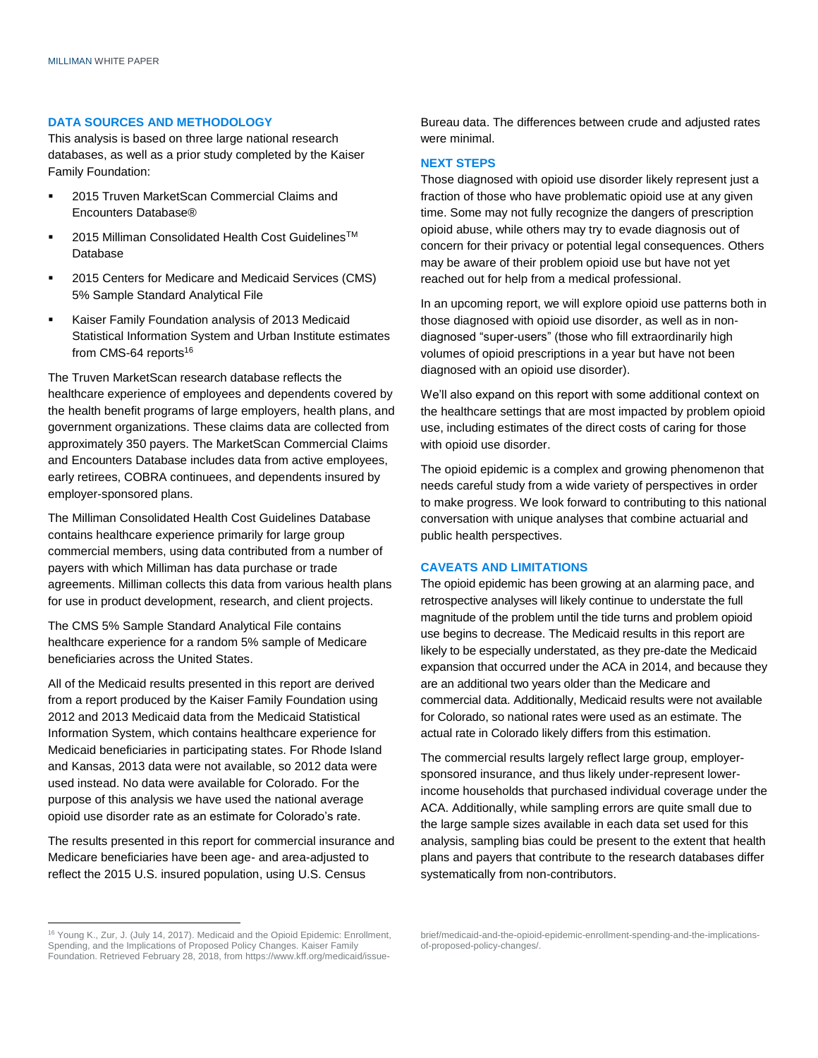## DATA SOURCES AND METHODOLOGY

This analysis is based on three large national research databases, as well as a prior study completed by the Kaiser Family Foundation:

- 2015 Truven MarketScan Commercial Claims and Encounters Database®
- 2015 Milliman Consolidated Health Cost Guidelines™ Database
- 2015 Centers for Medicare and Medicaid Services (CMS) 5% Sample Standard Analytical File
- Kaiser Family Foundation analysis of 2013 Medicaid Statistical Information System and Urban Institute estimates from CMS-64 reports[16]

The Truven MarketScan research database reflects the healthcare experience of employees and dependents covered by the health benefit programs of large employers, health plans, and government organizations. These claims data are collected from approximately 350 payers. The MarketScan Commercial Claims and Encounters Database includes data from active employees, early retirees, COBRA continuees, and dependents insured by employer-sponsored plans.

The Milliman Consolidated Health Cost Guidelines Database contains healthcare experience primarily for large group commercial members, using data contributed from a number of payers with which Milliman has data purchase or trade agreements. Milliman collects this data from various health plans for use in product development, research, and client projects.

The CMS 5% Sample Standard Analytical File contains healthcare experience for a random 5% sample of Medicare beneficiaries across the United States.

All of the Medicaid results presented in this report are derived from a report produced by the Kaiser Family Foundation using 2012 and 2013 Medicaid data from the Medicaid Statistical Information System, which contains healthcare experience for Medicaid beneficiaries in participating states. For Rhode Island and Kansas, 2013 data were not available, so 2012 data were used instead. No data were available for Colorado. For the purpose of this analysis we have used the national average opioid use disorder rate as an estimate for Colorado's rate.

The results presented in this report for commercial insurance and Medicare beneficiaries have been age- and area-adjusted to reflect the 2015 U.S. insured population, using U.S. Census Bureau data. The differences between crude and adjusted rates were minimal.

## NEXT STEPS

Those diagnosed with opioid use disorder likely represent just a fraction of those who have problematic opioid use at any given time. Some may not fully recognize the dangers of prescription opioid abuse, while others may try to evade diagnosis out of concern for their privacy or potential legal consequences. Others may be aware of their problem opioid use but have not yet reached out for help from a medical professional.

In an upcoming report, we will explore opioid use patterns both in those diagnosed with opioid use disorder, as well as in non-diagnosed "super-users" (those who fill extraordinarily high volumes of opioid prescriptions in a year but have not been diagnosed with an opioid use disorder).

We'll also expand on this report with some additional context on the healthcare settings that are most impacted by problem opioid use, including estimates of the direct costs of caring for those with opioid use disorder.

The opioid epidemic is a complex and growing phenomenon that needs careful study from a wide variety of perspectives in order to make progress. We look forward to contributing to this national conversation with unique analyses that combine actuarial and public health perspectives.

## CAVEATS AND LIMITATIONS

The opioid epidemic has been growing at an alarming pace, and retrospective analyses will likely continue to understate the full magnitude of the problem until the tide turns and problem opioid use begins to decrease. The Medicaid results in this report are likely to be especially understated, as they pre-date the Medicaid expansion that occurred under the ACA in 2014, and because they are an additional two years older than the Medicare and commercial data. Additionally, Medicaid results were not available for Colorado, so national rates were used as an estimate. The actual rate in Colorado likely differs from this estimation.

The commercial results largely reflect large group, employer-sponsored insurance, and thus likely under-represent lower-income households that purchased individual coverage under the ACA. Additionally, while sampling errors are quite small due to the large sample sizes available in each data set used for this analysis, sampling bias could be present to the extent that health plans and payers that contribute to the research databases differ systematically from non-contributors.

---

[16] Young K., Zur, J. (July 14, 2017). Medicaid and the Opioid Epidemic: Enrollment, Spending, and the Implications of Proposed Policy Changes. Kaiser Family Foundation. Retrieved February 28, 2018, from https://www.kff.org/medicaid/issue-brief/medicaid-and-the-opioid-epidemic-enrollment-spending-and-the-implications-of-proposed-policy-changes/.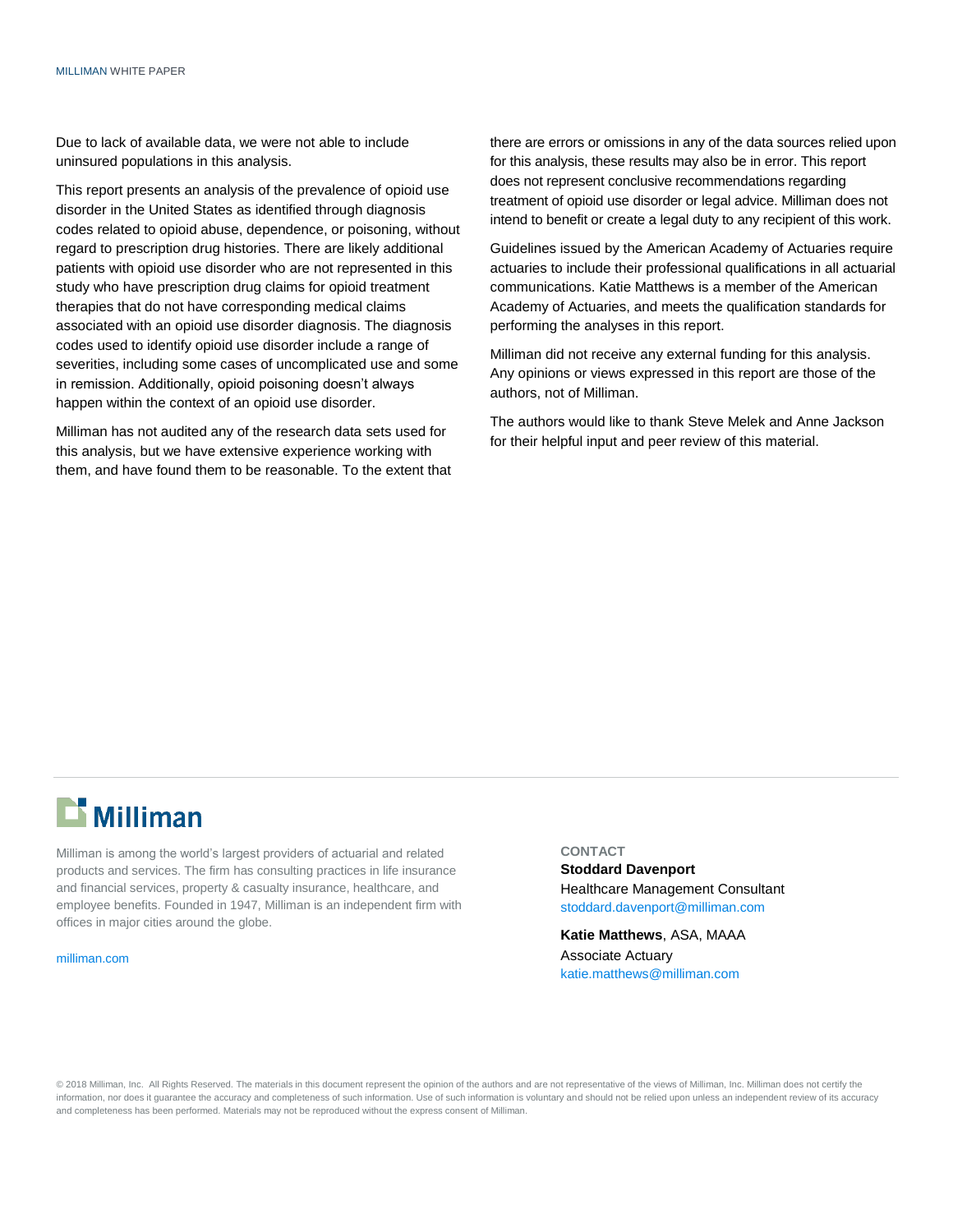Due to lack of available data, we were not able to include uninsured populations in this analysis.

This report presents an analysis of the prevalence of opioid use disorder in the United States as identified through diagnosis codes related to opioid abuse, dependence, or poisoning, without regard to prescription drug histories. There are likely additional patients with opioid use disorder who are not represented in this study who have prescription drug claims for opioid treatment therapies that do not have corresponding medical claims associated with an opioid use disorder diagnosis. The diagnosis codes used to identify opioid use disorder include a range of severities, including some cases of uncomplicated use and some in remission. Additionally, opioid poisoning doesn't always happen within the context of an opioid use disorder.

Milliman has not audited any of the research data sets used for this analysis, but we have extensive experience working with them, and have found them to be reasonable. To the extent that there are errors or omissions in any of the data sources relied upon for this analysis, these results may also be in error. This report does not represent conclusive recommendations regarding treatment of opioid use disorder or legal advice. Milliman does not intend to benefit or create a legal duty to any recipient of this work.

Guidelines issued by the American Academy of Actuaries require actuaries to include their professional qualifications in all actuarial communications. Katie Matthews is a member of the American Academy of Actuaries, and meets the qualification standards for performing the analyses in this report.

Milliman did not receive any external funding for this analysis. Any opinions or views expressed in this report are those of the authors, not of Milliman.

The authors would like to thank Steve Melek and Anne Jackson for their helpful input and peer review of this material.

**Milliman**

Milliman is among the world's largest providers of actuarial and related products and services. The firm has consulting practices in life insurance and financial services, property & casualty insurance, healthcare, and employee benefits. Founded in 1947, Milliman is an independent firm with offices in major cities around the globe.

milliman.com

CONTACT

**Stoddard Davenport**
Healthcare Management Consultant
stoddard.davenport@milliman.com

**Katie Matthews**, ASA, MAAA
Associate Actuary
katie.matthews@milliman.com

© 2018 Milliman, Inc. All Rights Reserved. The materials in this document represent the opinion of the authors and are not representative of the views of Milliman, Inc. Milliman does not certify the information, nor does it guarantee the accuracy and completeness of such information. Use of such information is voluntary and should not be relied upon unless an independent review of its accuracy and completeness has been performed. Materials may not be reproduced without the express consent of Milliman.